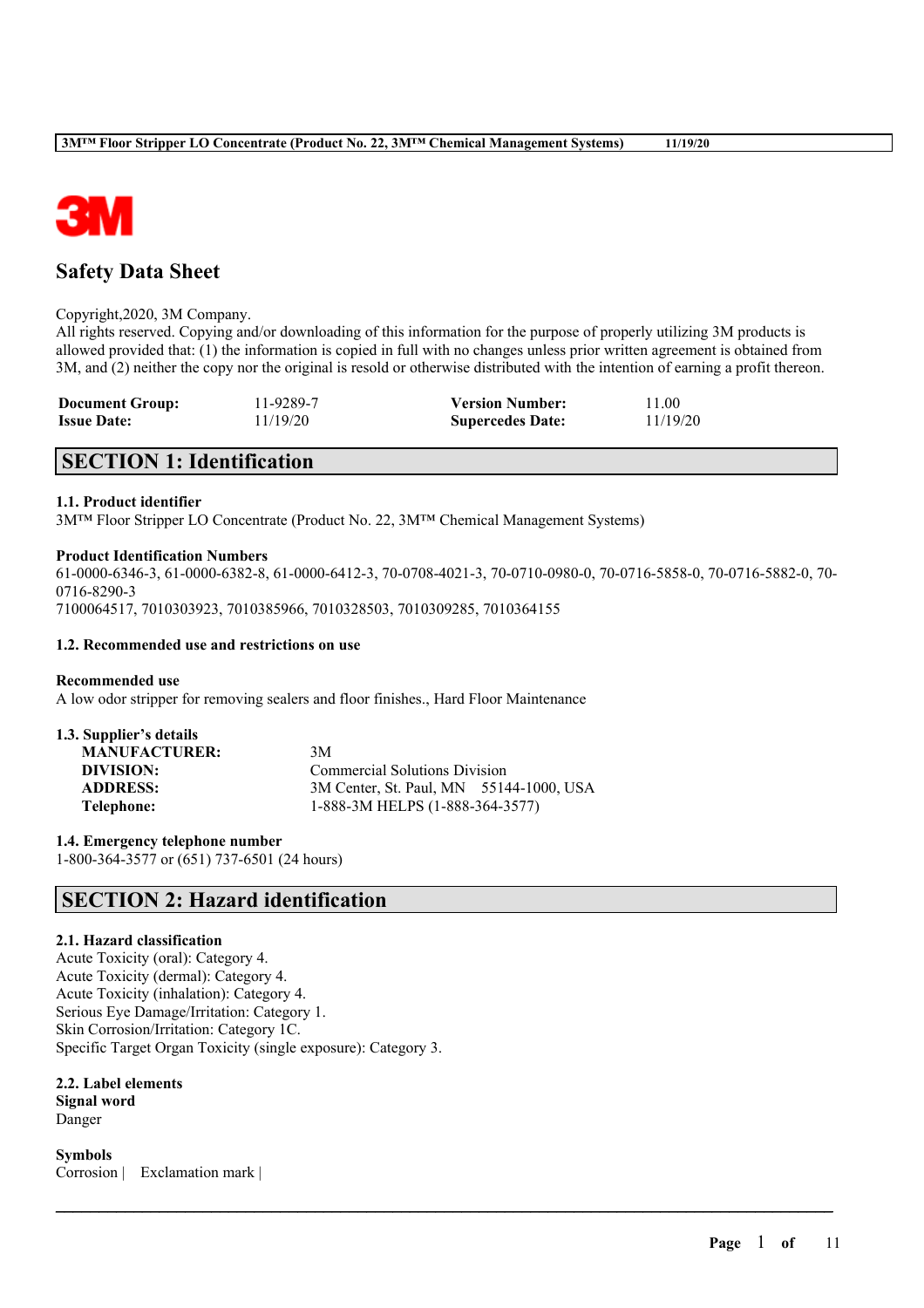# Safety Data Sheet

Copyright,2020, 3M Company.
All rights reserved. Copying and/or downloading of this information for the purpose of properly utilizing 3M products is allowed provided that: (1) the information is copied in full with no changes unless prior written agreement is obtained from 3M, and (2) neither the copy nor the original is resold or otherwise distributed with the intention of earning a profit thereon.

| | | | |
|---|---|---|---|
| **Document Group:** | 11-9289-7 | **Version Number:** | 11.00 |
| **Issue Date:** | 11/19/20 | **Supercedes Date:** | 11/19/20 |

## SECTION 1: Identification

### 1.1. Product identifier

3M™ Floor Stripper LO Concentrate (Product No. 22, 3M™ Chemical Management Systems)

**Product Identification Numbers**

61-0000-6346-3, 61-0000-6382-8, 61-0000-6412-3, 70-0708-4021-3, 70-0710-0980-0, 70-0716-5858-0, 70-0716-5882-0, 70-0716-8290-3
7100064517, 7010303923, 7010385966, 7010328503, 7010309285, 7010364155

### 1.2. Recommended use and restrictions on use

**Recommended use**

A low odor stripper for removing sealers and floor finishes., Hard Floor Maintenance

### 1.3. Supplier's details

| | |
|---|---|
| **MANUFACTURER:** | 3M |
| **DIVISION:** | Commercial Solutions Division |
| **ADDRESS:** | 3M Center, St. Paul, MN 55144-1000, USA |
| **Telephone:** | 1-888-3M HELPS (1-888-364-3577) |

### 1.4. Emergency telephone number

1-800-364-3577 or (651) 737-6501 (24 hours)

## SECTION 2: Hazard identification

### 2.1. Hazard classification

Acute Toxicity (oral): Category 4.
Acute Toxicity (dermal): Category 4.
Acute Toxicity (inhalation): Category 4.
Serious Eye Damage/Irritation: Category 1.
Skin Corrosion/Irritation: Category 1C.
Specific Target Organ Toxicity (single exposure): Category 3.

### 2.2. Label elements

**Signal word**

Danger

**Symbols**

Corrosion | Exclamation mark |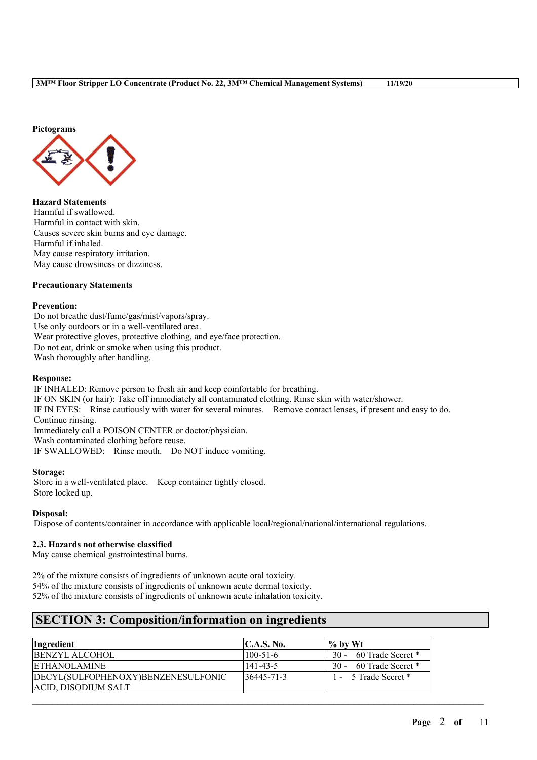**Pictograms**

**Hazard Statements**
Harmful if swallowed.
Harmful in contact with skin.
Causes severe skin burns and eye damage.
Harmful if inhaled.
May cause respiratory irritation.
May cause drowsiness or dizziness.

**Precautionary Statements**

**Prevention:**
Do not breathe dust/fume/gas/mist/vapors/spray.
Use only outdoors or in a well-ventilated area.
Wear protective gloves, protective clothing, and eye/face protection.
Do not eat, drink or smoke when using this product.
Wash thoroughly after handling.

**Response:**
IF INHALED: Remove person to fresh air and keep comfortable for breathing.
IF ON SKIN (or hair): Take off immediately all contaminated clothing. Rinse skin with water/shower.
IF IN EYES: Rinse cautiously with water for several minutes. Remove contact lenses, if present and easy to do. Continue rinsing.
Immediately call a POISON CENTER or doctor/physician.
Wash contaminated clothing before reuse.
IF SWALLOWED: Rinse mouth. Do NOT induce vomiting.

**Storage:**
Store in a well-ventilated place. Keep container tightly closed.
Store locked up.

**Disposal:**
Dispose of contents/container in accordance with applicable local/regional/national/international regulations.

**2.3. Hazards not otherwise classified**
May cause chemical gastrointestinal burns.

2% of the mixture consists of ingredients of unknown acute oral toxicity.
54% of the mixture consists of ingredients of unknown acute dermal toxicity.
52% of the mixture consists of ingredients of unknown acute inhalation toxicity.

## SECTION 3: Composition/information on ingredients

| Ingredient | C.A.S. No. | % by Wt |
|---|---|---|
| BENZYL ALCOHOL | 100-51-6 | 30 - 60 Trade Secret * |
| ETHANOLAMINE | 141-43-5 | 30 - 60 Trade Secret * |
| DECYL(SULFOPHENOXY)BENZENESULFONIC ACID, DISODIUM SALT | 36445-71-3 | 1 - 5 Trade Secret * |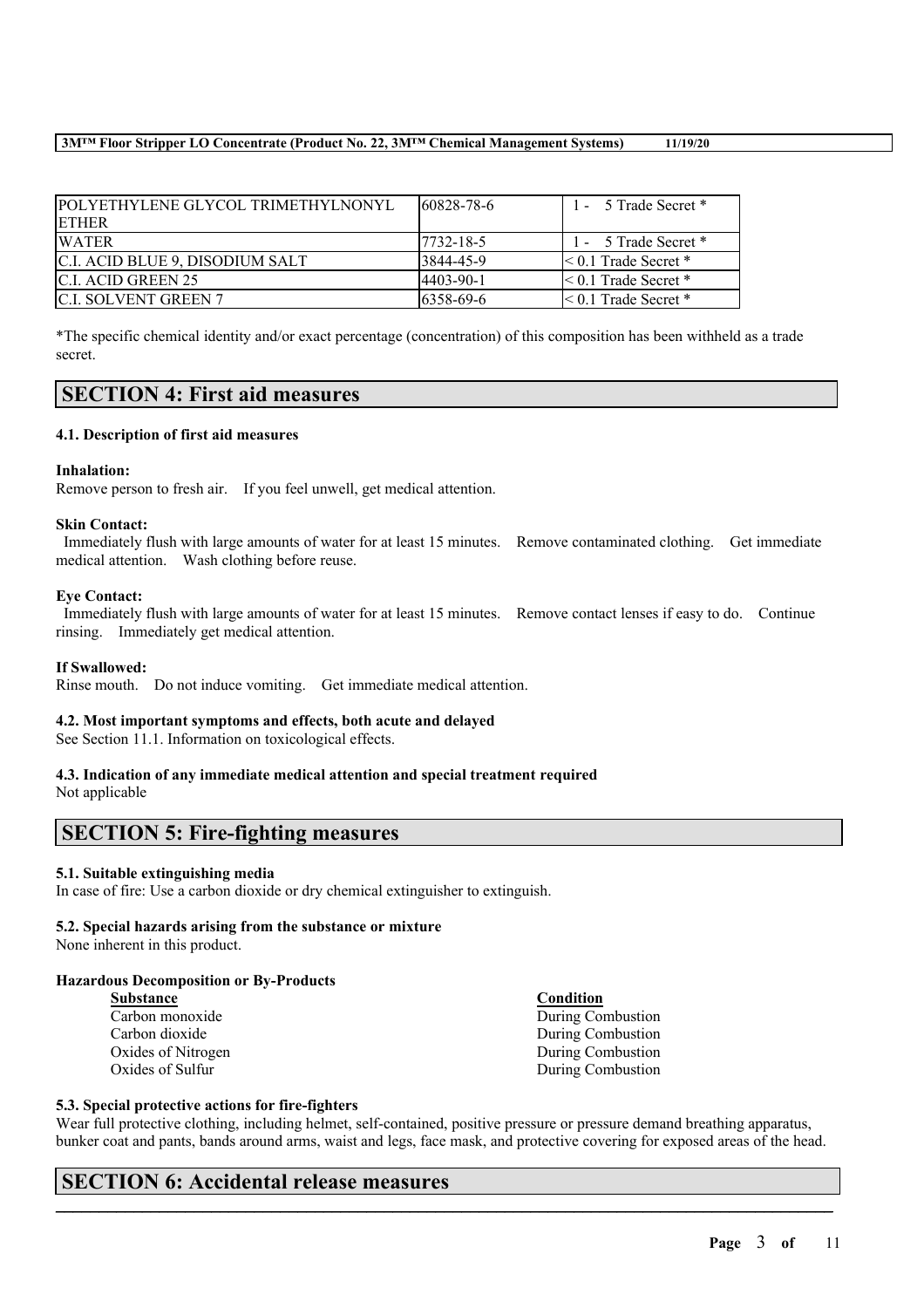| | | |
|---|---|---|
| POLYETHYLENE GLYCOL TRIMETHYLNONYL ETHER | 60828-78-6 | 1 - 5 Trade Secret * |
| WATER | 7732-18-5 | 1 - 5 Trade Secret * |
| C.I. ACID BLUE 9, DISODIUM SALT | 3844-45-9 | < 0.1 Trade Secret * |
| C.I. ACID GREEN 25 | 4403-90-1 | < 0.1 Trade Secret * |
| C.I. SOLVENT GREEN 7 | 6358-69-6 | < 0.1 Trade Secret * |

*The specific chemical identity and/or exact percentage (concentration) of this composition has been withheld as a trade secret.

## SECTION 4: First aid measures

### 4.1. Description of first aid measures

**Inhalation:**
Remove person to fresh air. If you feel unwell, get medical attention.

**Skin Contact:**
Immediately flush with large amounts of water for at least 15 minutes. Remove contaminated clothing. Get immediate medical attention. Wash clothing before reuse.

**Eye Contact:**
Immediately flush with large amounts of water for at least 15 minutes. Remove contact lenses if easy to do. Continue rinsing. Immediately get medical attention.

**If Swallowed:**
Rinse mouth. Do not induce vomiting. Get immediate medical attention.

### 4.2. Most important symptoms and effects, both acute and delayed

See Section 11.1. Information on toxicological effects.

### 4.3. Indication of any immediate medical attention and special treatment required

Not applicable

## SECTION 5: Fire-fighting measures

### 5.1. Suitable extinguishing media

In case of fire: Use a carbon dioxide or dry chemical extinguisher to extinguish.

### 5.2. Special hazards arising from the substance or mixture

None inherent in this product.

**Hazardous Decomposition or By-Products**

| Substance | Condition |
|---|---|
| Carbon monoxide | During Combustion |
| Carbon dioxide | During Combustion |
| Oxides of Nitrogen | During Combustion |
| Oxides of Sulfur | During Combustion |

### 5.3. Special protective actions for fire-fighters

Wear full protective clothing, including helmet, self-contained, positive pressure or pressure demand breathing apparatus, bunker coat and pants, bands around arms, waist and legs, face mask, and protective covering for exposed areas of the head.

## SECTION 6: Accidental release measures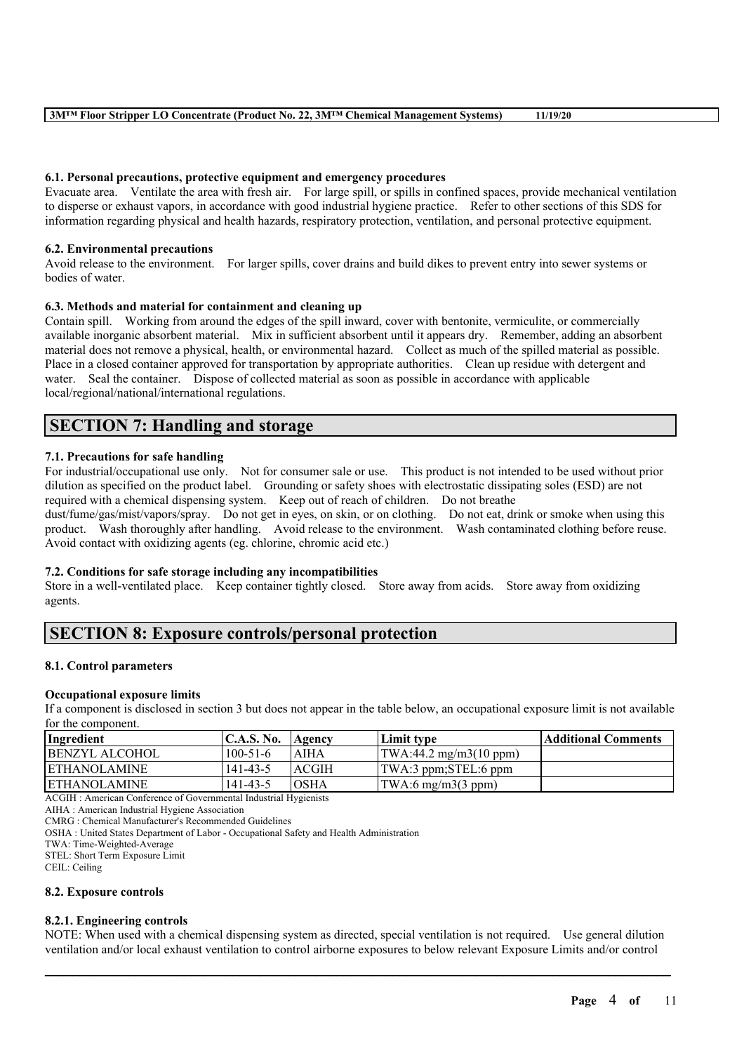### 6.1. Personal precautions, protective equipment and emergency procedures

Evacuate area. Ventilate the area with fresh air. For large spill, or spills in confined spaces, provide mechanical ventilation to disperse or exhaust vapors, in accordance with good industrial hygiene practice. Refer to other sections of this SDS for information regarding physical and health hazards, respiratory protection, ventilation, and personal protective equipment.

### 6.2. Environmental precautions

Avoid release to the environment. For larger spills, cover drains and build dikes to prevent entry into sewer systems or bodies of water.

### 6.3. Methods and material for containment and cleaning up

Contain spill. Working from around the edges of the spill inward, cover with bentonite, vermiculite, or commercially available inorganic absorbent material. Mix in sufficient absorbent until it appears dry. Remember, adding an absorbent material does not remove a physical, health, or environmental hazard. Collect as much of the spilled material as possible. Place in a closed container approved for transportation by appropriate authorities. Clean up residue with detergent and water. Seal the container. Dispose of collected material as soon as possible in accordance with applicable local/regional/national/international regulations.

## SECTION 7: Handling and storage

### 7.1. Precautions for safe handling

For industrial/occupational use only. Not for consumer sale or use. This product is not intended to be used without prior dilution as specified on the product label. Grounding or safety shoes with electrostatic dissipating soles (ESD) are not required with a chemical dispensing system. Keep out of reach of children. Do not breathe dust/fume/gas/mist/vapors/spray. Do not get in eyes, on skin, or on clothing. Do not eat, drink or smoke when using this product. Wash thoroughly after handling. Avoid release to the environment. Wash contaminated clothing before reuse. Avoid contact with oxidizing agents (eg. chlorine, chromic acid etc.)

### 7.2. Conditions for safe storage including any incompatibilities

Store in a well-ventilated place. Keep container tightly closed. Store away from acids. Store away from oxidizing agents.

## SECTION 8: Exposure controls/personal protection

### 8.1. Control parameters

**Occupational exposure limits**

If a component is disclosed in section 3 but does not appear in the table below, an occupational exposure limit is not available for the component.

| Ingredient | C.A.S. No. | Agency | Limit type | Additional Comments |
|---|---|---|---|---|
| BENZYL ALCOHOL | 100-51-6 | AIHA | TWA:44.2 mg/m3(10 ppm) | |
| ETHANOLAMINE | 141-43-5 | ACGIH | TWA:3 ppm;STEL:6 ppm | |
| ETHANOLAMINE | 141-43-5 | OSHA | TWA:6 mg/m3(3 ppm) | |

ACGIH : American Conference of Governmental Industrial Hygienists
AIHA : American Industrial Hygiene Association
CMRG : Chemical Manufacturer's Recommended Guidelines
OSHA : United States Department of Labor - Occupational Safety and Health Administration
TWA: Time-Weighted-Average
STEL: Short Term Exposure Limit
CEIL: Ceiling

### 8.2. Exposure controls

#### 8.2.1. Engineering controls

NOTE: When used with a chemical dispensing system as directed, special ventilation is not required. Use general dilution ventilation and/or local exhaust ventilation to control airborne exposures to below relevant Exposure Limits and/or control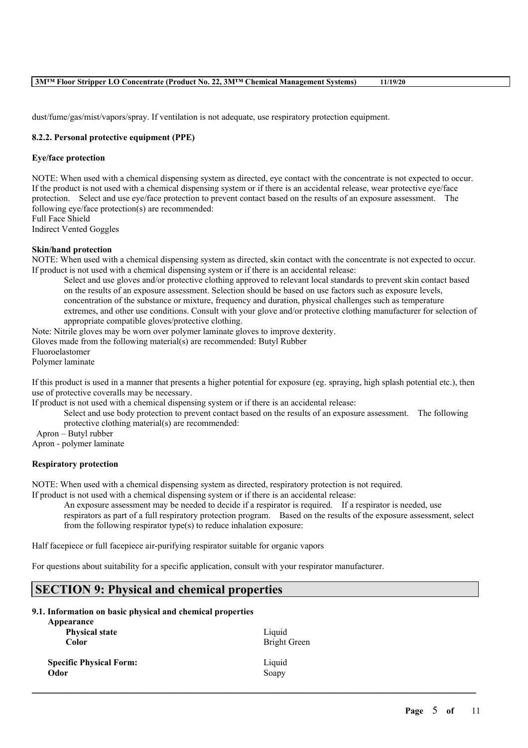dust/fume/gas/mist/vapors/spray. If ventilation is not adequate, use respiratory protection equipment.

### 8.2.2. Personal protective equipment (PPE)

**Eye/face protection**

NOTE: When used with a chemical dispensing system as directed, eye contact with the concentrate is not expected to occur. If the product is not used with a chemical dispensing system or if there is an accidental release, wear protective eye/face protection. Select and use eye/face protection to prevent contact based on the results of an exposure assessment. The following eye/face protection(s) are recommended:
Full Face Shield
Indirect Vented Goggles

**Skin/hand protection**

NOTE: When used with a chemical dispensing system as directed, skin contact with the concentrate is not expected to occur. If product is not used with a chemical dispensing system or if there is an accidental release:

> Select and use gloves and/or protective clothing approved to relevant local standards to prevent skin contact based on the results of an exposure assessment. Selection should be based on use factors such as exposure levels, concentration of the substance or mixture, frequency and duration, physical challenges such as temperature extremes, and other use conditions. Consult with your glove and/or protective clothing manufacturer for selection of appropriate compatible gloves/protective clothing.

Note: Nitrile gloves may be worn over polymer laminate gloves to improve dexterity.
Gloves made from the following material(s) are recommended: Butyl Rubber
Fluoroelastomer
Polymer laminate

If this product is used in a manner that presents a higher potential for exposure (eg. spraying, high splash potential etc.), then use of protective coveralls may be necessary.
If product is not used with a chemical dispensing system or if there is an accidental release:

> Select and use body protection to prevent contact based on the results of an exposure assessment. The following protective clothing material(s) are recommended:

Apron – Butyl rubber
Apron - polymer laminate

**Respiratory protection**

NOTE: When used with a chemical dispensing system as directed, respiratory protection is not required.
If product is not used with a chemical dispensing system or if there is an accidental release:

> An exposure assessment may be needed to decide if a respirator is required. If a respirator is needed, use respirators as part of a full respiratory protection program. Based on the results of the exposure assessment, select from the following respirator type(s) to reduce inhalation exposure:

Half facepiece or full facepiece air-purifying respirator suitable for organic vapors

For questions about suitability for a specific application, consult with your respirator manufacturer.

## SECTION 9: Physical and chemical properties

### 9.1. Information on basic physical and chemical properties

| | |
|---|---|
| **Appearance** | |
| **Physical state** | Liquid |
| **Color** | Bright Green |
| **Specific Physical Form:** | Liquid |
| **Odor** | Soapy |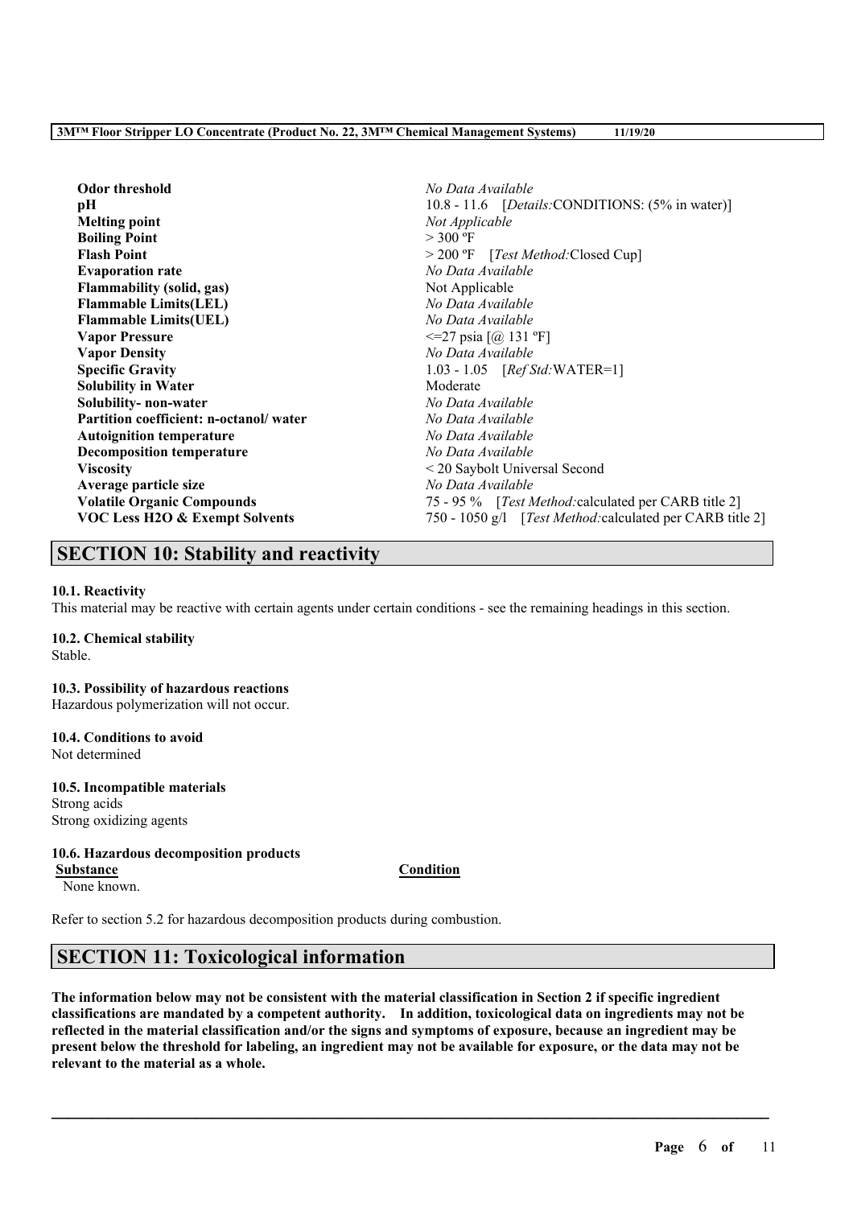| | |
|---|---|
| **Odor threshold** | *No Data Available* |
| **pH** | 10.8 - 11.6 [*Details:*CONDITIONS: (5% in water)] |
| **Melting point** | *Not Applicable* |
| **Boiling Point** | > 300 ºF |
| **Flash Point** | > 200 ºF [*Test Method:*Closed Cup] |
| **Evaporation rate** | *No Data Available* |
| **Flammability (solid, gas)** | Not Applicable |
| **Flammable Limits(LEL)** | *No Data Available* |
| **Flammable Limits(UEL)** | *No Data Available* |
| **Vapor Pressure** | <=27 psia [@ 131 ºF] |
| **Vapor Density** | *No Data Available* |
| **Specific Gravity** | 1.03 - 1.05 [*Ref Std:*WATER=1] |
| **Solubility in Water** | Moderate |
| **Solubility- non-water** | *No Data Available* |
| **Partition coefficient: n-octanol/ water** | *No Data Available* |
| **Autoignition temperature** | *No Data Available* |
| **Decomposition temperature** | *No Data Available* |
| **Viscosity** | < 20 Saybolt Universal Second |
| **Average particle size** | *No Data Available* |
| **Volatile Organic Compounds** | 75 - 95 % [*Test Method:*calculated per CARB title 2] |
| **VOC Less H2O & Exempt Solvents** | 750 - 1050 g/l [*Test Method:*calculated per CARB title 2] |

## SECTION 10: Stability and reactivity

**10.1. Reactivity**
This material may be reactive with certain agents under certain conditions - see the remaining headings in this section.

**10.2. Chemical stability**
Stable.

**10.3. Possibility of hazardous reactions**
Hazardous polymerization will not occur.

**10.4. Conditions to avoid**
Not determined

**10.5. Incompatible materials**
Strong acids
Strong oxidizing agents

**10.6. Hazardous decomposition products**

| Substance | Condition |
|---|---|
| None known. | |

Refer to section 5.2 for hazardous decomposition products during combustion.

## SECTION 11: Toxicological information

**The information below may not be consistent with the material classification in Section 2 if specific ingredient classifications are mandated by a competent authority. In addition, toxicological data on ingredients may not be reflected in the material classification and/or the signs and symptoms of exposure, because an ingredient may be present below the threshold for labeling, an ingredient may not be available for exposure, or the data may not be relevant to the material as a whole.**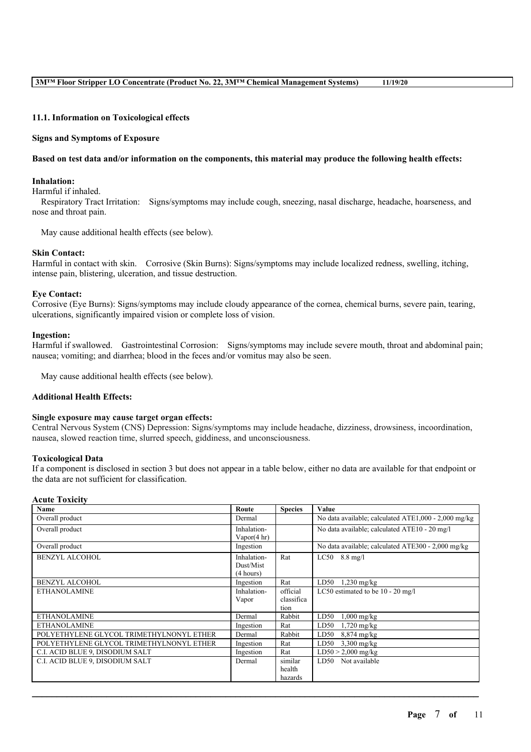### 11.1. Information on Toxicological effects

**Signs and Symptoms of Exposure**

**Based on test data and/or information on the components, this material may produce the following health effects:**

**Inhalation:**
Harmful if inhaled.
Respiratory Tract Irritation: Signs/symptoms may include cough, sneezing, nasal discharge, headache, hoarseness, and nose and throat pain.

May cause additional health effects (see below).

**Skin Contact:**
Harmful in contact with skin. Corrosive (Skin Burns): Signs/symptoms may include localized redness, swelling, itching, intense pain, blistering, ulceration, and tissue destruction.

**Eye Contact:**
Corrosive (Eye Burns): Signs/symptoms may include cloudy appearance of the cornea, chemical burns, severe pain, tearing, ulcerations, significantly impaired vision or complete loss of vision.

**Ingestion:**
Harmful if swallowed. Gastrointestinal Corrosion: Signs/symptoms may include severe mouth, throat and abdominal pain; nausea; vomiting; and diarrhea; blood in the feces and/or vomitus may also be seen.

May cause additional health effects (see below).

**Additional Health Effects:**

**Single exposure may cause target organ effects:**
Central Nervous System (CNS) Depression: Signs/symptoms may include headache, dizziness, drowsiness, incoordination, nausea, slowed reaction time, slurred speech, giddiness, and unconsciousness.

**Toxicological Data**
If a component is disclosed in section 3 but does not appear in a table below, either no data are available for that endpoint or the data are not sufficient for classification.

**Acute Toxicity**

| Name | Route | Species | Value |
|---|---|---|---|
| Overall product | Dermal | | No data available; calculated ATE1,000 - 2,000 mg/kg |
| Overall product | Inhalation-Vapor(4 hr) | | No data available; calculated ATE10 - 20 mg/l |
| Overall product | Ingestion | | No data available; calculated ATE300 - 2,000 mg/kg |
| BENZYL ALCOHOL | Inhalation-Dust/Mist (4 hours) | Rat | LC50 8.8 mg/l |
| BENZYL ALCOHOL | Ingestion | Rat | LD50 1,230 mg/kg |
| ETHANOLAMINE | Inhalation-Vapor | official classification | LC50 estimated to be 10 - 20 mg/l |
| ETHANOLAMINE | Dermal | Rabbit | LD50 1,000 mg/kg |
| ETHANOLAMINE | Ingestion | Rat | LD50 1,720 mg/kg |
| POLYETHYLENE GLYCOL TRIMETHYLNONYL ETHER | Dermal | Rabbit | LD50 8,874 mg/kg |
| POLYETHYLENE GLYCOL TRIMETHYLNONYL ETHER | Ingestion | Rat | LD50 3,300 mg/kg |
| C.I. ACID BLUE 9, DISODIUM SALT | Ingestion | Rat | LD50 > 2,000 mg/kg |
| C.I. ACID BLUE 9, DISODIUM SALT | Dermal | similar health hazards | LD50 Not available |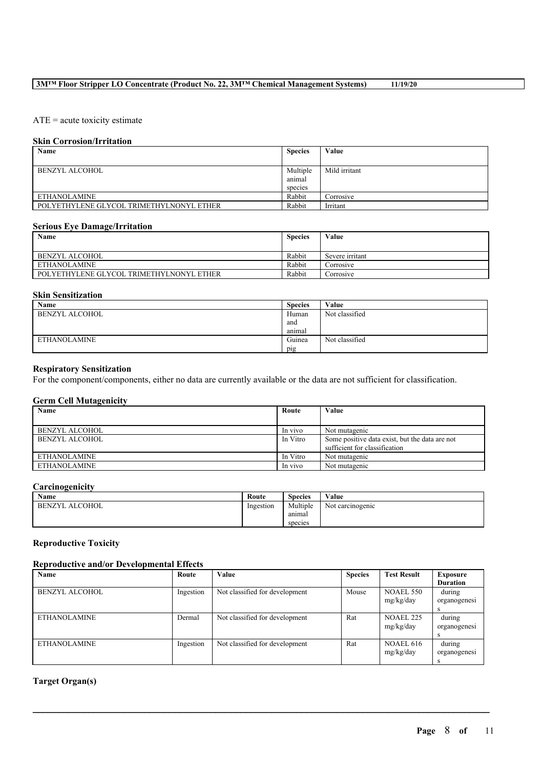ATE = acute toxicity estimate

### Skin Corrosion/Irritation

| Name | Species | Value |
|---|---|---|
| BENZYL ALCOHOL | Multiple animal species | Mild irritant |
| ETHANOLAMINE | Rabbit | Corrosive |
| POLYETHYLENE GLYCOL TRIMETHYLNONYL ETHER | Rabbit | Irritant |

### Serious Eye Damage/Irritation

| Name | Species | Value |
|---|---|---|
| BENZYL ALCOHOL | Rabbit | Severe irritant |
| ETHANOLAMINE | Rabbit | Corrosive |
| POLYETHYLENE GLYCOL TRIMETHYLNONYL ETHER | Rabbit | Corrosive |

### Skin Sensitization

| Name | Species | Value |
|---|---|---|
| BENZYL ALCOHOL | Human and animal | Not classified |
| ETHANOLAMINE | Guinea pig | Not classified |

### Respiratory Sensitization

For the component/components, either no data are currently available or the data are not sufficient for classification.

### Germ Cell Mutagenicity

| Name | Route | Value |
|---|---|---|
| BENZYL ALCOHOL | In vivo | Not mutagenic |
| BENZYL ALCOHOL | In Vitro | Some positive data exist, but the data are not sufficient for classification |
| ETHANOLAMINE | In Vitro | Not mutagenic |
| ETHANOLAMINE | In vivo | Not mutagenic |

### Carcinogenicity

| Name | Route | Species | Value |
|---|---|---|---|
| BENZYL ALCOHOL | Ingestion | Multiple animal species | Not carcinogenic |

### Reproductive Toxicity

### Reproductive and/or Developmental Effects

| Name | Route | Value | Species | Test Result | Exposure Duration |
|---|---|---|---|---|---|
| BENZYL ALCOHOL | Ingestion | Not classified for development | Mouse | NOAEL 550 mg/kg/day | during organogenesis |
| ETHANOLAMINE | Dermal | Not classified for development | Rat | NOAEL 225 mg/kg/day | during organogenesis |
| ETHANOLAMINE | Ingestion | Not classified for development | Rat | NOAEL 616 mg/kg/day | during organogenesis |

### Target Organ(s)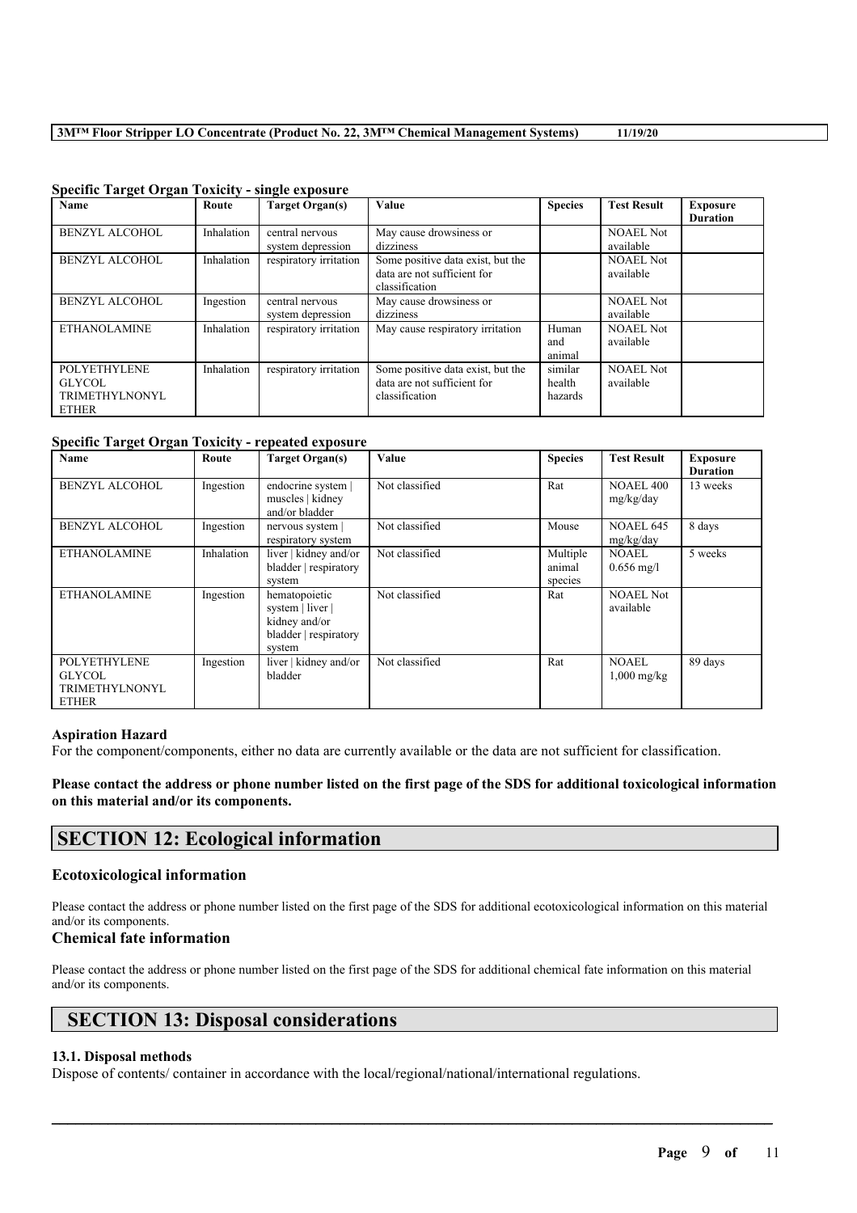#### Specific Target Organ Toxicity - single exposure

| Name | Route | Target Organ(s) | Value | Species | Test Result | Exposure Duration |
|---|---|---|---|---|---|---|
| BENZYL ALCOHOL | Inhalation | central nervous system depression | May cause drowsiness or dizziness | | NOAEL Not available | |
| BENZYL ALCOHOL | Inhalation | respiratory irritation | Some positive data exist, but the data are not sufficient for classification | | NOAEL Not available | |
| BENZYL ALCOHOL | Ingestion | central nervous system depression | May cause drowsiness or dizziness | | NOAEL Not available | |
| ETHANOLAMINE | Inhalation | respiratory irritation | May cause respiratory irritation | Human and animal | NOAEL Not available | |
| POLYETHYLENE GLYCOL TRIMETHYLNONYL ETHER | Inhalation | respiratory irritation | Some positive data exist, but the data are not sufficient for classification | similar health hazards | NOAEL Not available | |

#### Specific Target Organ Toxicity - repeated exposure

| Name | Route | Target Organ(s) | Value | Species | Test Result | Exposure Duration |
|---|---|---|---|---|---|---|
| BENZYL ALCOHOL | Ingestion | endocrine system \| muscles \| kidney and/or bladder | Not classified | Rat | NOAEL 400 mg/kg/day | 13 weeks |
| BENZYL ALCOHOL | Ingestion | nervous system \| respiratory system | Not classified | Mouse | NOAEL 645 mg/kg/day | 8 days |
| ETHANOLAMINE | Inhalation | liver \| kidney and/or bladder \| respiratory system | Not classified | Multiple animal species | NOAEL 0.656 mg/l | 5 weeks |
| ETHANOLAMINE | Ingestion | hematopoietic system \| liver \| kidney and/or bladder \| respiratory system | Not classified | Rat | NOAEL Not available | |
| POLYETHYLENE GLYCOL TRIMETHYLNONYL ETHER | Ingestion | liver \| kidney and/or bladder | Not classified | Rat | NOAEL 1,000 mg/kg | 89 days |

#### Aspiration Hazard

For the component/components, either no data are currently available or the data are not sufficient for classification.

**Please contact the address or phone number listed on the first page of the SDS for additional toxicological information on this material and/or its components.**

## SECTION 12: Ecological information

### Ecotoxicological information

Please contact the address or phone number listed on the first page of the SDS for additional ecotoxicological information on this material and/or its components.

### Chemical fate information

Please contact the address or phone number listed on the first page of the SDS for additional chemical fate information on this material and/or its components.

## SECTION 13: Disposal considerations

#### 13.1. Disposal methods

Dispose of contents/ container in accordance with the local/regional/national/international regulations.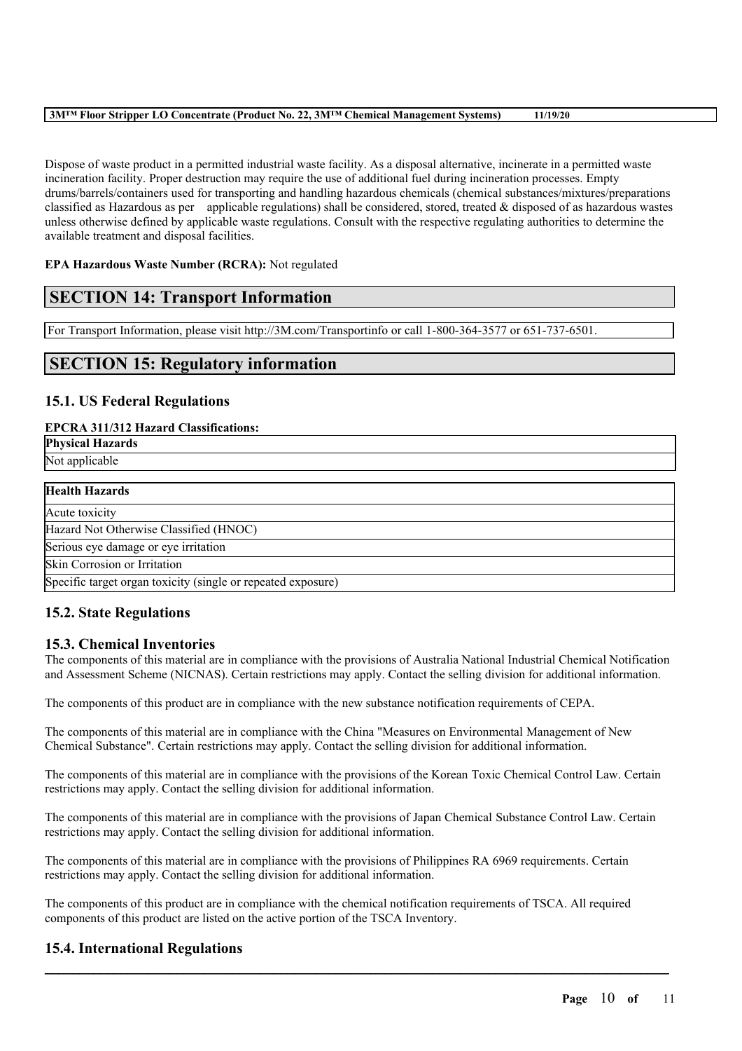Dispose of waste product in a permitted industrial waste facility. As a disposal alternative, incinerate in a permitted waste incineration facility. Proper destruction may require the use of additional fuel during incineration processes. Empty drums/barrels/containers used for transporting and handling hazardous chemicals (chemical substances/mixtures/preparations classified as Hazardous as per applicable regulations) shall be considered, stored, treated & disposed of as hazardous wastes unless otherwise defined by applicable waste regulations. Consult with the respective regulating authorities to determine the available treatment and disposal facilities.

**EPA Hazardous Waste Number (RCRA):** Not regulated

## SECTION 14: Transport Information

For Transport Information, please visit http://3M.com/Transportinfo or call 1-800-364-3577 or 651-737-6501.

## SECTION 15: Regulatory information

### 15.1. US Federal Regulations

**EPCRA 311/312 Hazard Classifications:**

| **Physical Hazards** |
| --- |
| Not applicable |

| **Health Hazards** |
| --- |
| Acute toxicity |
| Hazard Not Otherwise Classified (HNOC) |
| Serious eye damage or eye irritation |
| Skin Corrosion or Irritation |
| Specific target organ toxicity (single or repeated exposure) |

### 15.2. State Regulations

### 15.3. Chemical Inventories

The components of this material are in compliance with the provisions of Australia National Industrial Chemical Notification and Assessment Scheme (NICNAS). Certain restrictions may apply. Contact the selling division for additional information.

The components of this product are in compliance with the new substance notification requirements of CEPA.

The components of this material are in compliance with the China "Measures on Environmental Management of New Chemical Substance". Certain restrictions may apply. Contact the selling division for additional information.

The components of this material are in compliance with the provisions of the Korean Toxic Chemical Control Law. Certain restrictions may apply. Contact the selling division for additional information.

The components of this material are in compliance with the provisions of Japan Chemical Substance Control Law. Certain restrictions may apply. Contact the selling division for additional information.

The components of this material are in compliance with the provisions of Philippines RA 6969 requirements. Certain restrictions may apply. Contact the selling division for additional information.

The components of this product are in compliance with the chemical notification requirements of TSCA. All required components of this product are listed on the active portion of the TSCA Inventory.

### 15.4. International Regulations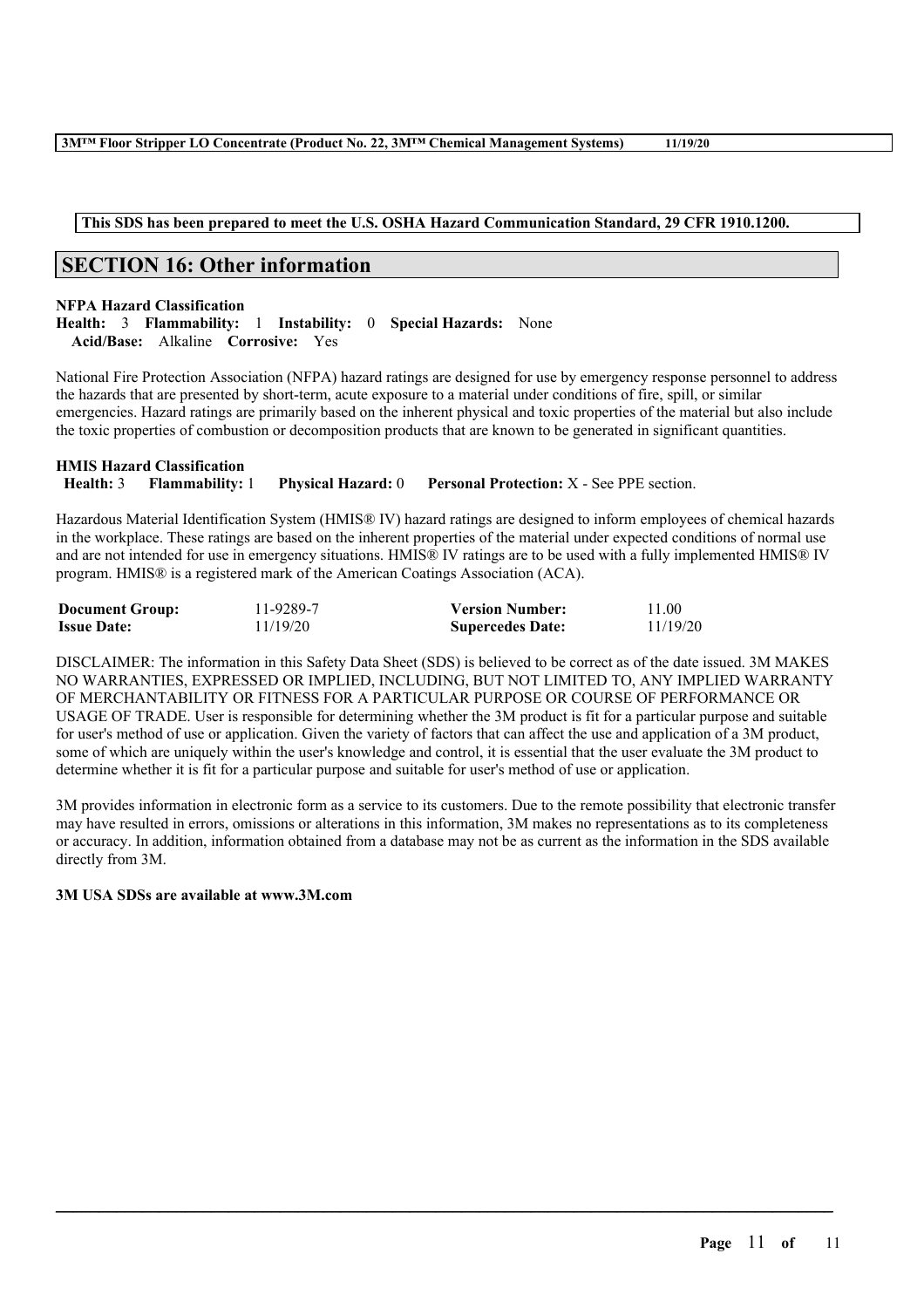**This SDS has been prepared to meet the U.S. OSHA Hazard Communication Standard, 29 CFR 1910.1200.**

## SECTION 16: Other information

**NFPA Hazard Classification**
**Health:** 3 **Flammability:** 1 **Instability:** 0 **Special Hazards:** None
**Acid/Base:** Alkaline **Corrosive:** Yes

National Fire Protection Association (NFPA) hazard ratings are designed for use by emergency response personnel to address the hazards that are presented by short-term, acute exposure to a material under conditions of fire, spill, or similar emergencies. Hazard ratings are primarily based on the inherent physical and toxic properties of the material but also include the toxic properties of combustion or decomposition products that are known to be generated in significant quantities.

**HMIS Hazard Classification**
**Health:** 3 **Flammability:** 1 **Physical Hazard:** 0 **Personal Protection:** X - See PPE section.

Hazardous Material Identification System (HMIS® IV) hazard ratings are designed to inform employees of chemical hazards in the workplace. These ratings are based on the inherent properties of the material under expected conditions of normal use and are not intended for use in emergency situations. HMIS® IV ratings are to be used with a fully implemented HMIS® IV program. HMIS® is a registered mark of the American Coatings Association (ACA).

| | | | |
|---|---|---|---|
| **Document Group:** | 11-9289-7 | **Version Number:** | 11.00 |
| **Issue Date:** | 11/19/20 | **Supercedes Date:** | 11/19/20 |

DISCLAIMER: The information in this Safety Data Sheet (SDS) is believed to be correct as of the date issued. 3M MAKES NO WARRANTIES, EXPRESSED OR IMPLIED, INCLUDING, BUT NOT LIMITED TO, ANY IMPLIED WARRANTY OF MERCHANTABILITY OR FITNESS FOR A PARTICULAR PURPOSE OR COURSE OF PERFORMANCE OR USAGE OF TRADE. User is responsible for determining whether the 3M product is fit for a particular purpose and suitable for user's method of use or application. Given the variety of factors that can affect the use and application of a 3M product, some of which are uniquely within the user's knowledge and control, it is essential that the user evaluate the 3M product to determine whether it is fit for a particular purpose and suitable for user's method of use or application.

3M provides information in electronic form as a service to its customers. Due to the remote possibility that electronic transfer may have resulted in errors, omissions or alterations in this information, 3M makes no representations as to its completeness or accuracy. In addition, information obtained from a database may not be as current as the information in the SDS available directly from 3M.

**3M USA SDSs are available at www.3M.com**